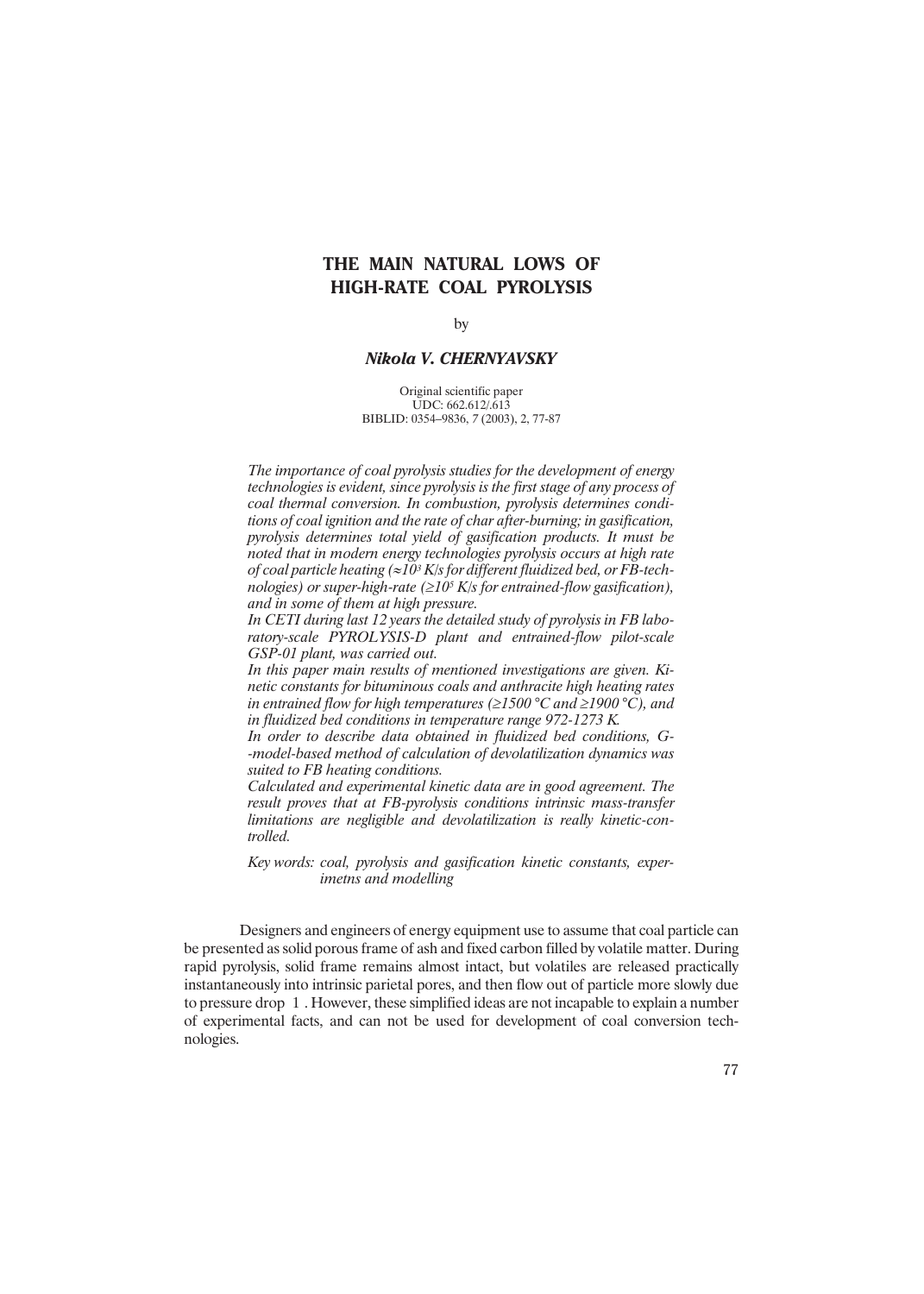# THE MAIN NATURAL LOWS OF HIGH-RATE COAL PYROLYSIS

by

***Nikola V. CHERNYAVSKY***

Original scientific paper
UDC: 662.612/.613
BIBLID: 0354–9836, *7* (2003), 2, 77-87

*The importance of coal pyrolysis studies for the development of energy technologies is evident, since pyrolysis is the first stage of any process of coal thermal conversion. In combustion, pyrolysis determines conditions of coal ignition and the rate of char after-burning; in gasification, pyrolysis determines total yield of gasification products. It must be noted that in modern energy technologies pyrolysis occurs at high rate of coal particle heating ($\approx 10^3$ K/s for different fluidized bed, or FB-technologies) or super-high-rate ($\geq 10^5$ K/s for entrained-flow gasification), and in some of them at high pressure.*

*In CETI during last 12 years the detailed study of pyrolysis in FB laboratory-scale PYROLYSIS-D plant and entrained-flow pilot-scale GSP-01 plant, was carried out.*

*In this paper main results of mentioned investigations are given. Kinetic constants for bituminous coals and anthracite high heating rates in entrained flow for high temperatures (≥1500 °C and ≥1900 °C), and in fluidized bed conditions in temperature range 972-1273 K.*

*In order to describe data obtained in fluidized bed conditions, G--model-based method of calculation of devolatilization dynamics was suited to FB heating conditions.*

*Calculated and experimental kinetic data are in good agreement. The result proves that at FB-pyrolysis conditions intrinsic mass-transfer limitations are negligible and devolatilization is really kinetic-controlled.*

*Key words: coal, pyrolysis and gasification kinetic constants, experimetns and modelling*

Designers and engineers of energy equipment use to assume that coal particle can be presented as solid porous frame of ash and fixed carbon filled by volatile matter. During rapid pyrolysis, solid frame remains almost intact, but volatiles are released practically instantaneously into intrinsic parietal pores, and then flow out of particle more slowly due to pressure drop [1]. However, these simplified ideas are not incapable to explain a number of experimental facts, and can not be used for development of coal conversion technologies.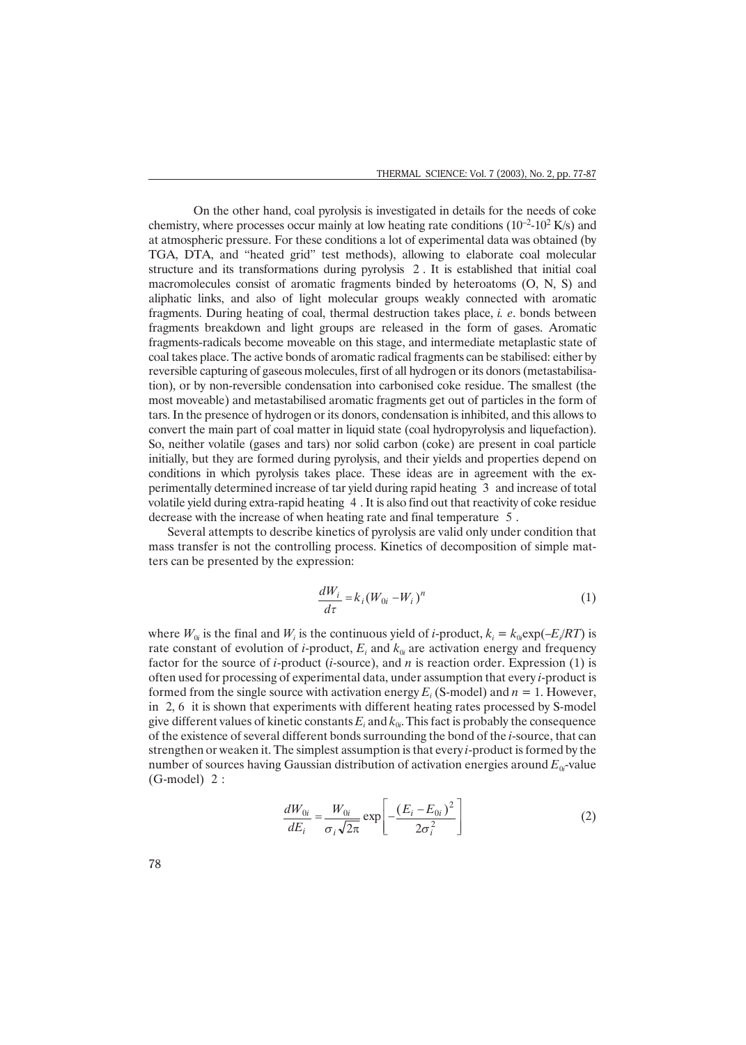On the other hand, coal pyrolysis is investigated in details for the needs of coke chemistry, where processes occur mainly at low heating rate conditions ($10^{-2}$-$10^{2}$ K/s) and at atmospheric pressure. For these conditions a lot of experimental data was obtained (by TGA, DTA, and "heated grid" test methods), allowing to elaborate coal molecular structure and its transformations during pyrolysis 2 . It is established that initial coal macromolecules consist of aromatic fragments binded by heteroatoms (O, N, S) and aliphatic links, and also of light molecular groups weakly connected with aromatic fragments. During heating of coal, thermal destruction takes place, *i. e*. bonds between fragments breakdown and light groups are released in the form of gases. Aromatic fragments-radicals become moveable on this stage, and intermediate metaplastic state of coal takes place. The active bonds of aromatic radical fragments can be stabilised: either by reversible capturing of gaseous molecules, first of all hydrogen or its donors (metastabilisation), or by non-reversible condensation into carbonised coke residue. The smallest (the most moveable) and metastabilised aromatic fragments get out of particles in the form of tars. In the presence of hydrogen or its donors, condensation is inhibited, and this allows to convert the main part of coal matter in liquid state (coal hydropyrolysis and liquefaction). So, neither volatile (gases and tars) nor solid carbon (coke) are present in coal particle initially, but they are formed during pyrolysis, and their yields and properties depend on conditions in which pyrolysis takes place. These ideas are in agreement with the experimentally determined increase of tar yield during rapid heating 3 and increase of total volatile yield during extra-rapid heating 4 . It is also find out that reactivity of coke residue decrease with the increase of when heating rate and final temperature 5 .

Several attempts to describe kinetics of pyrolysis are valid only under condition that mass transfer is not the controlling process. Kinetics of decomposition of simple matters can be presented by the expression:

$$\frac{dW_i}{d\tau} = k_i (W_{0i} - W_i)^n \tag{1}$$

where $W_{0i}$ is the final and $W_i$ is the continuous yield of *i*-product, $k_i = k_{0i}\exp(-E_i/RT)$ is rate constant of evolution of *i*-product, $E_i$ and $k_{0i}$ are activation energy and frequency factor for the source of *i*-product (*i*-source), and $n$ is reaction order. Expression (1) is often used for processing of experimental data, under assumption that every *i*-product is formed from the single source with activation energy $E_i$ (S-model) and $n = 1$. However, in 2, 6 it is shown that experiments with different heating rates processed by S-model give different values of kinetic constants $E_i$ and $k_{0i}$. This fact is probably the consequence of the existence of several different bonds surrounding the bond of the *i*-source, that can strengthen or weaken it. The simplest assumption is that every *i*-product is formed by the number of sources having Gaussian distribution of activation energies around $E_{0i}$-value (G-model) 2 :

$$\frac{dW_{0i}}{dE_i} = \frac{W_{0i}}{\sigma_i \sqrt{2\pi}} \exp\left[ -\frac{(E_i - E_{0i})^2}{2\sigma_i^2} \right] \tag{2}$$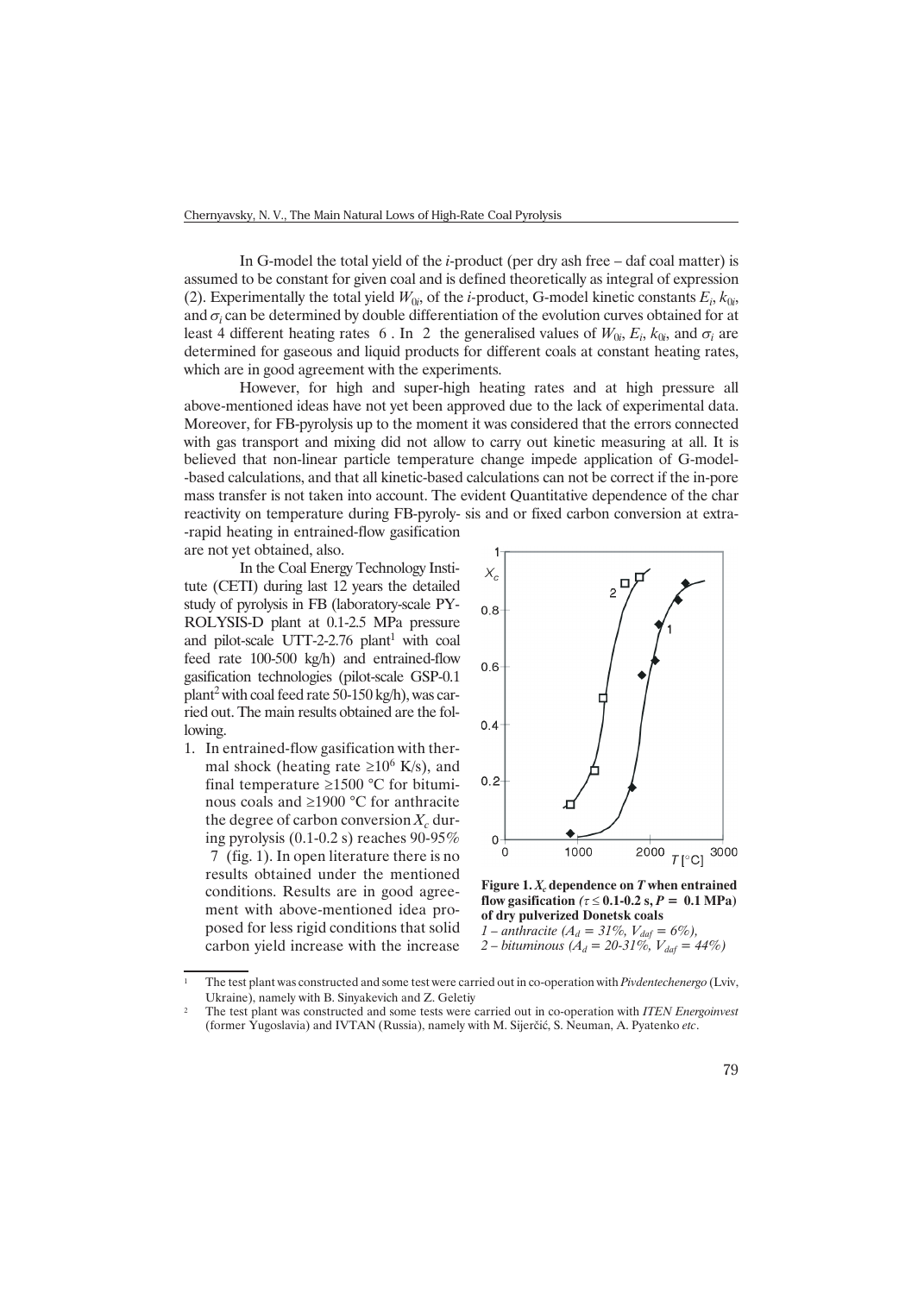In G-model the total yield of the *i*-product (per dry ash free – daf coal matter) is assumed to be constant for given coal and is defined theoretically as integral of expression (2). Experimentally the total yield $W_{0i}$, of the *i*-product, G-model kinetic constants $E_i$, $k_{0i}$, and $\sigma_i$ can be determined by double differentiation of the evolution curves obtained for at least 4 different heating rates 6 . In 2 the generalised values of $W_{0i}$, $E_i$, $k_{0i}$, and $\sigma_i$ are determined for gaseous and liquid products for different coals at constant heating rates, which are in good agreement with the experiments.

However, for high and super-high heating rates and at high pressure all above-mentioned ideas have not yet been approved due to the lack of experimental data. Moreover, for FB-pyrolysis up to the moment it was considered that the errors connected with gas transport and mixing did not allow to carry out kinetic measuring at all. It is believed that non-linear particle temperature change impede application of G-model--based calculations, and that all kinetic-based calculations can not be correct if the in-pore mass transfer is not taken into account. The evident Quantitative dependence of the char reactivity on temperature during FB-pyroly- sis and or fixed carbon conversion at extra--rapid heating in entrained-flow gasification are not yet obtained, also.

In the Coal Energy Technology Institute (CETI) during last 12 years the detailed study of pyrolysis in FB (laboratory-scale PYROLYSIS-D plant at 0.1-2.5 MPa pressure and pilot-scale UTT-2-2.76 plant[1] with coal feed rate 100-500 kg/h) and entrained-flow gasification technologies (pilot-scale GSP-0.1 plant[2] with coal feed rate 50-150 kg/h), was carried out. The main results obtained are the following.

1. In entrained-flow gasification with thermal shock (heating rate $\geq 10^6$ K/s), and final temperature $\geq$1500 °C for bituminous coals and $\geq$1900 °C for anthracite the degree of carbon conversion $X_c$ during pyrolysis (0.1-0.2 s) reaches 90-95% 7 (fig. 1). In open literature there is no results obtained under the mentioned conditions. Results are in good agreement with above-mentioned idea proposed for less rigid conditions that solid carbon yield increase with the increase

**Figure 1. $X_c$ dependence on $T$ when entrained flow gasification ($\tau \leq$ 0.1-0.2 s, $P$ = 0.1 MPa) of dry pulverized Donetsk coals**
*1 – anthracite ($A_d$ = 31%, $V_{daf}$ = 6%),*
*2 – bituminous ($A_d$ = 20-31%, $V_{daf}$ = 44%)*

[1] The test plant was constructed and some test were carried out in co-operation with *Pivdentechenergo* (Lviv, Ukraine), namely with B. Sinyakevich and Z. Geletiy

[2] The test plant was constructed and some tests were carried out in co-operation with *ITEN Energoinvest* (former Yugoslavia) and IVTAN (Russia), namely with M. Sijerčić, S. Neuman, A. Pyatenko *etc*.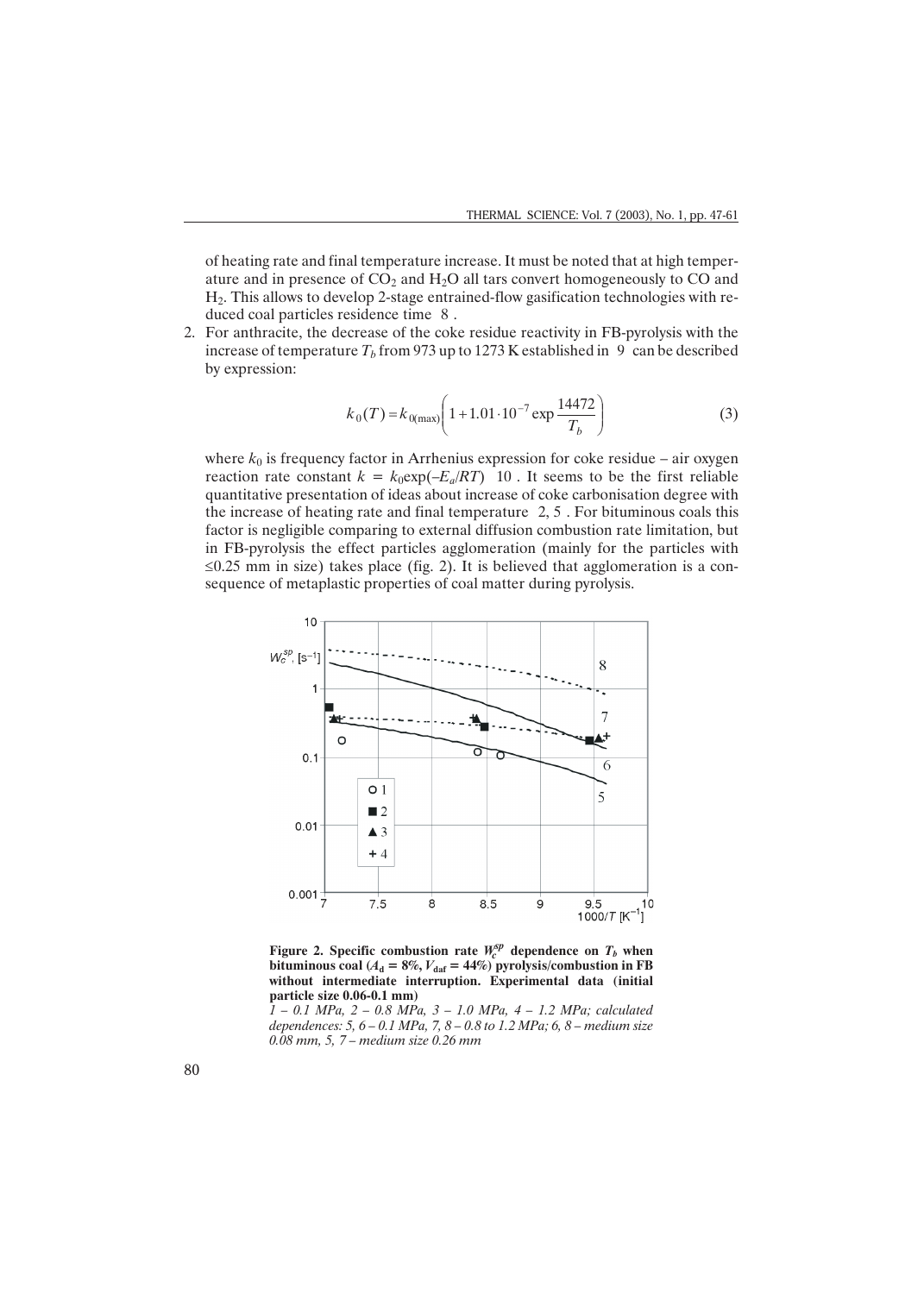of heating rate and final temperature increase. It must be noted that at high temperature and in presence of $CO_2$ and $H_2O$ all tars convert homogeneously to CO and $H_2$. This allows to develop 2-stage entrained-flow gasification technologies with reduced coal particles residence time [8].

2. For anthracite, the decrease of the coke residue reactivity in FB-pyrolysis with the increase of temperature $T_b$ from 973 up to 1273 K established in [9] can be described by expression:

$$k_0(T) = k_{0(\max)}\left(1 + 1.01 \cdot 10^{-7} \exp\frac{14472}{T_b}\right) \tag{3}$$

where $k_0$ is frequency factor in Arrhenius expression for coke residue – air oxygen reaction rate constant $k = k_0\exp(-E_a/RT)$ [10]. It seems to be the first reliable quantitative presentation of ideas about increase of coke carbonisation degree with the increase of heating rate and final temperature [2, 5]. For bituminous coals this factor is negligible comparing to external diffusion combustion rate limitation, but in FB-pyrolysis the effect particles agglomeration (mainly for the particles with ≤0.25 mm in size) takes place (fig. 2). It is believed that agglomeration is a consequence of metaplastic properties of coal matter during pyrolysis.

**Figure 2. Specific combustion rate $W_c^{sp}$ dependence on $T_b$ when bituminous coal ($A_d$ = 8%, $V_{daf}$ = 44%) pyrolysis/combustion in FB without intermediate interruption. Experimental data (initial particle size 0.06-0.1 mm)**

*1 – 0.1 MPa, 2 – 0.8 MPa, 3 – 1.0 MPa, 4 – 1.2 MPa; calculated dependences: 5, 6 – 0.1 MPa, 7, 8 – 0.8 to 1.2 MPa; 6, 8 – medium size 0.08 mm, 5, 7 – medium size 0.26 mm*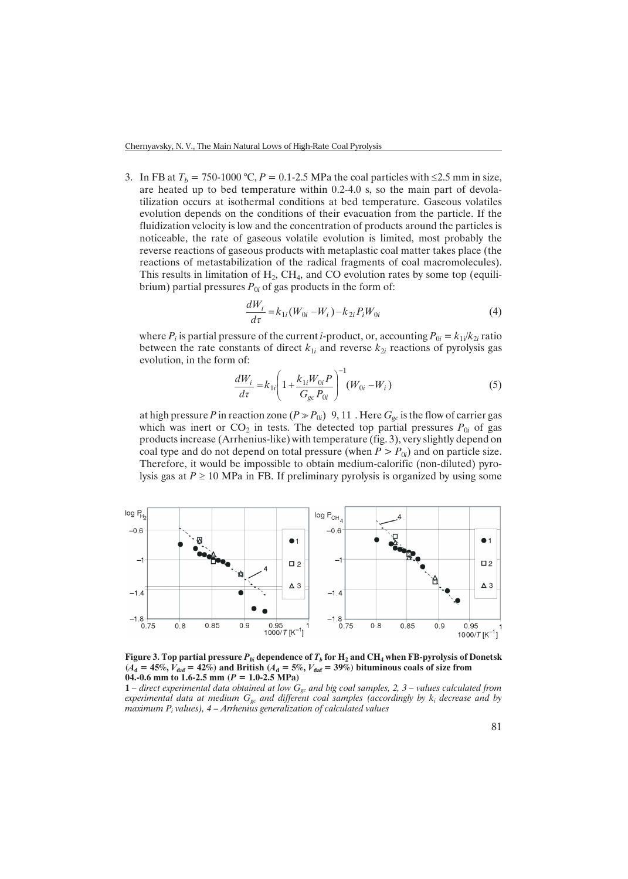3. In FB at $T_b$ = 750-1000 °C, $P$ = 0.1-2.5 MPa the coal particles with ≤2.5 mm in size, are heated up to bed temperature within 0.2-4.0 s, so the main part of devolatilization occurs at isothermal conditions at bed temperature. Gaseous volatiles evolution depends on the conditions of their evacuation from the particle. If the fluidization velocity is low and the concentration of products around the particles is noticeable, the rate of gaseous volatile evolution is limited, most probably the reverse reactions of gaseous products with metaplastic coal matter takes place (the reactions of metastabilization of the radical fragments of coal macromolecules). This results in limitation of $H_2$, $CH_4$, and CO evolution rates by some top (equilibrium) partial pressures $P_{0i}$ of gas products in the form of:

$$\frac{dW_i}{d\tau} = k_{1i}(W_{0i} - W_i) - k_{2i}P_iW_{0i} \tag{4}$$

where $P_i$ is partial pressure of the current $i$-product, or, accounting $P_{0i} = k_{1i}/k_{2i}$ ratio between the rate constants of direct $k_{1i}$ and reverse $k_{2i}$ reactions of pyrolysis gas evolution, in the form of:

$$\frac{dW_i}{d\tau} = k_{1i}\left(1 + \frac{k_{1i}W_{0i}P}{G_{gc}P_{0i}}\right)^{-1}(W_{0i} - W_i) \tag{5}$$

at high pressure $P$ in reaction zone ($P \gg P_{0i}$) 9, 11 . Here $G_{gc}$ is the flow of carrier gas which was inert or $CO_2$ in tests. The detected top partial pressures $P_{0i}$ of gas products increase (Arrhenius-like) with temperature (fig. 3), very slightly depend on coal type and do not depend on total pressure (when $P > P_{0i}$) and on particle size. Therefore, it would be impossible to obtain medium-calorific (non-diluted) pyrolysis gas at $P \geq 10$ MPa in FB. If preliminary pyrolysis is organized by using some

**Figure 3. Top partial pressure $P_{0i}$ dependence of $T_b$ for $H_2$ and $CH_4$ when FB-pyrolysis of Donetsk ($A_d$ = 45%, $V_{daf}$ = 42%) and British ($A_d$ = 5%, $V_{daf}$ = 39%) bituminous coals of size from 04.-0.6 mm to 1.6-2.5 mm ($P$ = 1.0-2.5 MPa)**

**1** – *direct experimental data obtained at low $G_{gc}$ and big coal samples, 2, 3 – values calculated from experimental data at medium $G_{gc}$ and different coal samples (accordingly by $k_i$ decrease and by maximum $P_i$ values), 4 – Arrhenius generalization of calculated values*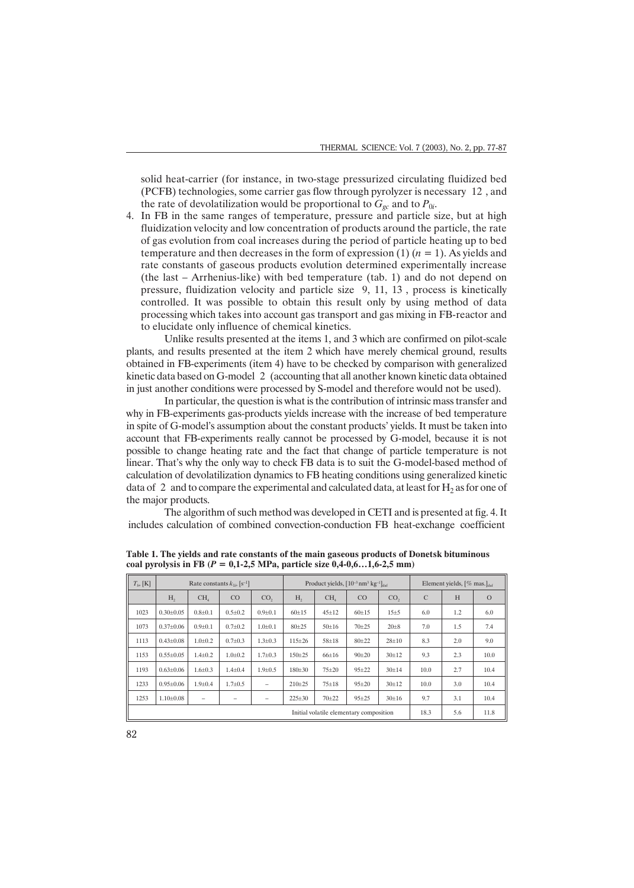solid heat-carrier (for instance, in two-stage pressurized circulating fluidized bed (PCFB) technologies, some carrier gas flow through pyrolyzer is necessary [12], and the rate of devolatilization would be proportional to $G_{gc}$ and to $P_{0i}$.

4. In FB in the same ranges of temperature, pressure and particle size, but at high fluidization velocity and low concentration of products around the particle, the rate of gas evolution from coal increases during the period of particle heating up to bed temperature and then decreases in the form of expression (1) ($n = 1$). As yields and rate constants of gaseous products evolution determined experimentally increase (the last – Arrhenius-like) with bed temperature (tab. 1) and do not depend on pressure, fluidization velocity and particle size [9, 11, 13], process is kinetically controlled. It was possible to obtain this result only by using method of data processing which takes into account gas transport and gas mixing in FB-reactor and to elucidate only influence of chemical kinetics.

Unlike results presented at the items 1, and 3 which are confirmed on pilot-scale plants, and results presented at the item 2 which have merely chemical ground, results obtained in FB-experiments (item 4) have to be checked by comparison with generalized kinetic data based on G-model [2] (accounting that all another known kinetic data obtained in just another conditions were processed by S-model and therefore would not be used).

In particular, the question is what is the contribution of intrinsic mass transfer and why in FB-experiments gas-products yields increase with the increase of bed temperature in spite of G-model's assumption about the constant products' yields. It must be taken into account that FB-experiments really cannot be processed by G-model, because it is not possible to change heating rate and the fact that change of particle temperature is not linear. That's why the only way to check FB data is to suit the G-model-based method of calculation of devolatilization dynamics to FB heating conditions using generalized kinetic data of [2] and to compare the experimental and calculated data, at least for $H_2$ as for one of the major products.

The algorithm of such method was developed in CETI and is presented at fig. 4. It includes calculation of combined convection-conduction FB heat-exchange coefficient

**Table 1. The yields and rate constants of the main gaseous products of Donetsk bituminous coal pyrolysis in FB ($P$ = 0,1-2,5 MPa, particle size 0,4-0,6…1,6-2,5 mm)**

| $T_b$ [K] | Rate constants $k_{1i}$, [s$^{-1}$] | | | | Product yields, [$10^{-3}$ nm$^3$ kg$^{-1}$]$_{daf}$ | | | | Element yields, [% mas.]$_{daf}$ | | |
|---|---|---|---|---|---|---|---|---|---|---|---|
| | $H_2$ | $CH_4$ | CO | $CO_2$ | $H_2$ | $CH_4$ | CO | $CO_2$ | C | H | O |
| 1023 | 0.30±0.05 | 0.8±0.1 | 0.5±0.2 | 0.9±0.1 | 60±15 | 45±12 | 60±15 | 15±5 | 6.0 | 1.2 | 6.0 |
| 1073 | 0.37±0.06 | 0.9±0.1 | 0.7±0.2 | 1.0±0.1 | 80±25 | 50±16 | 70±25 | 20±8 | 7.0 | 1.5 | 7.4 |
| 1113 | 0.43±0.08 | 1.0±0.2 | 0.7±0.3 | 1.3±0.3 | 115±26 | 58±18 | 80±22 | 28±10 | 8.3 | 2.0 | 9.0 |
| 1153 | 0.55±0.05 | 1.4±0.2 | 1.0±0.2 | 1.7±0.3 | 150±25 | 66±16 | 90±20 | 30±12 | 9.3 | 2.3 | 10.0 |
| 1193 | 0.63±0.06 | 1.6±0.3 | 1.4±0.4 | 1.9±0.5 | 180±30 | 75±20 | 95±22 | 30±14 | 10.0 | 2.7 | 10.4 |
| 1233 | 0.95±0.06 | 1.9±0.4 | 1.7±0.5 | – | 210±25 | 75±18 | 95±20 | 30±12 | 10.0 | 3.0 | 10.4 |
| 1253 | 1.10±0.08 | – | – | – | 225±30 | 70±22 | 95±25 | 30±16 | 9.7 | 3.1 | 10.4 |
| Initial volatile elementary composition | | | | | | | | | 18.3 | 5.6 | 11.8 |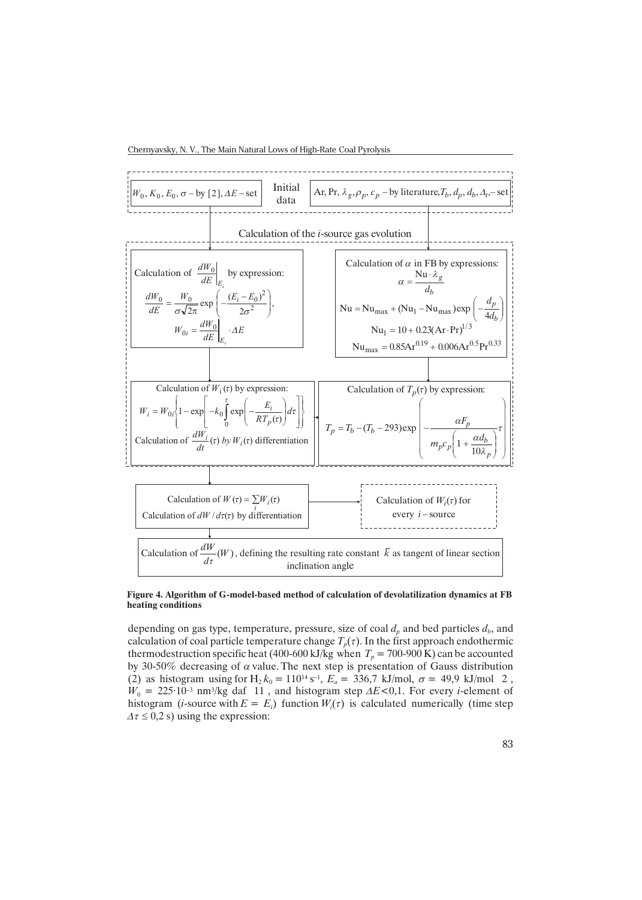**Initial data**

$W_0, K_0, E_0, \sigma$ – by [2], $\Delta E$ – set

Ar, Pr, $\lambda_g, \rho_p, c_p$ – by literature, $T_b, d_p, d_b, \Delta_t$ – set

**Calculation of the *i*-source gas evolution**

Calculation of $\left.\frac{dW_0}{dE}\right|_{E_i}$ by expression:

$$\frac{dW_0}{dE} = \frac{W_0}{\sigma\sqrt{2\pi}} \exp\left(-\frac{(E_i - E_0)^2}{2\sigma^2}\right),$$

$$W_{0i} = \left.\frac{dW_0}{dE}\right|_{E_i} \cdot \Delta E$$

Calculation of $\alpha$ in FB by expressions:

$$\alpha = \frac{\text{Nu} \cdot \lambda_g}{d_b}$$

$$\text{Nu} = \text{Nu}_{\max} + (\text{Nu}_1 - \text{Nu}_{\max}) \exp\left(-\frac{d_p}{4d_b}\right)$$

$$\text{Nu}_1 = 10 + 0.23(\text{Ar} \cdot \text{Pr})^{1/3}$$

$$\text{Nu}_{\max} = 0.85\text{Ar}^{0.19} + 0.006\text{Ar}^{0.5}\text{Pr}^{0.33}$$

Calculation of $W_i(\tau)$ by expression:

$$W_i = W_{0i}\left\{1 - \exp\left[-k_0 \int_0^\tau \exp\left(-\frac{E_i}{RT_p(\tau)}\right) d\tau\right]\right\}$$

Calculation of $\frac{dW_i}{dt}(\tau)$ by $W_i(\tau)$ differentiation

Calculation of $T_p(\tau)$ by expression:

$$T_p = T_b - (T_b - 293)\exp\left(-\frac{\alpha F_p}{m_p c_p\left(1 + \frac{\alpha d_b}{10\lambda_p}\right)}\tau\right)$$

Calculation of $W(\tau) = \sum_i W_i(\tau)$

Calculation of $dW/d\tau(\tau)$ by differentiation

Calculation of $W_i(\tau)$ for every $i$ – source

Calculation of $\frac{dW}{d\tau}(W)$, defining the resulting rate constant $\bar{k}$ as tangent of linear section inclination angle

**Figure 4. Algorithm of G-model-based method of calculation of devolatilization dynamics at FB heating conditions**

depending on gas type, temperature, pressure, size of coal $d_p$ and bed particles $d_b$, and calculation of coal particle temperature change $T_p(\tau)$. In the first approach endothermic thermodestruction specific heat (400-600 kJ/kg when $T_p$ = 700-900 K) can be accounted by 30-50% decreasing of $\alpha$ value. The next step is presentation of Gauss distribution (2) as histogram using for $H_2$ $k_0 = 110^{14}$ s$^{-1}$, $E_a$ = 336,7 kJ/mol, $\sigma$ = 49,9 kJ/mol [2], $W_0$ = 225·10$^{-3}$ nm$^3$/kg daf [11], and histogram step $\Delta E$<0,1. For every *i*-element of histogram (*i*-source with $E = E_i$) function $W_i(\tau)$ is calculated numerically (time step $\Delta\tau \leq 0{,}2$ s) using the expression: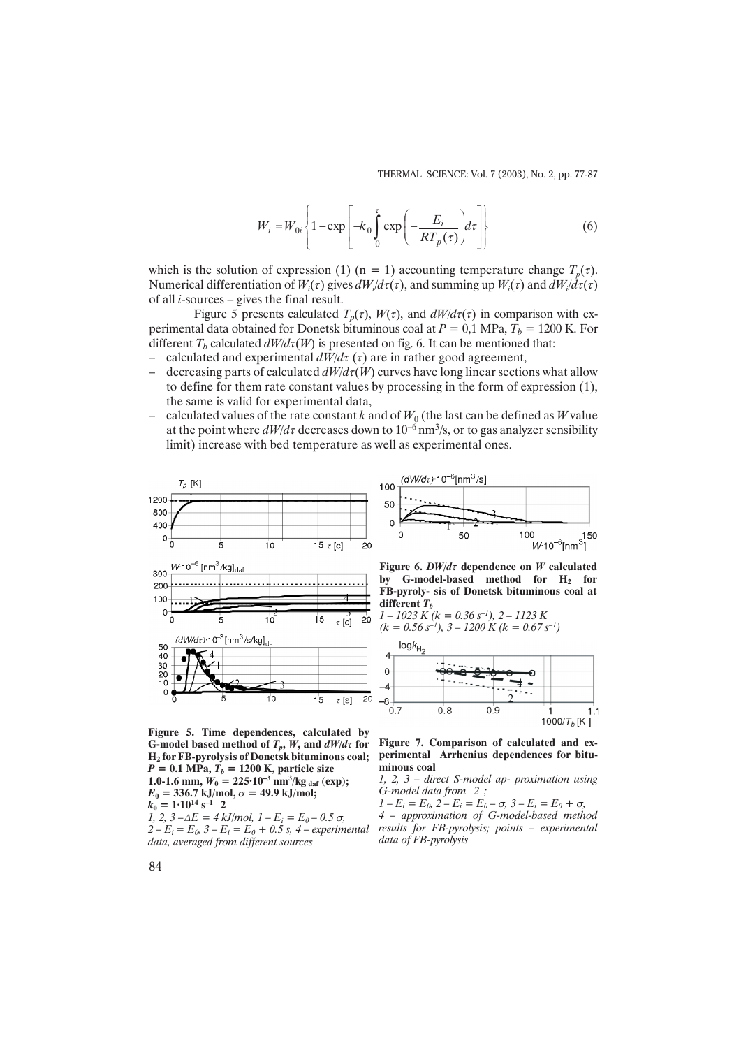$$W_i = W_{0i} \left\{ 1 - \exp\left[ -k_0 \int_0^{\tau} \exp\left( -\frac{E_i}{RT_p(\tau)} \right) d\tau \right] \right\} \tag{6}$$

which is the solution of expression (1) (n = 1) accounting temperature change $T_p(\tau)$. Numerical differentiation of $W_i(\tau)$ gives $dW_i/d\tau(\tau)$, and summing up $W_i(\tau)$ and $dW_i/d\tau(\tau)$ of all *i*-sources – gives the final result.

Figure 5 presents calculated $T_p(\tau)$, $W(\tau)$, and $dW/d\tau(\tau)$ in comparison with experimental data obtained for Donetsk bituminous coal at $P = 0{,}1$ MPa, $T_b = 1200$ K. For different $T_b$ calculated $dW/d\tau(W)$ is presented on fig. 6. It can be mentioned that:

- calculated and experimental $dW/d\tau$ ($\tau$) are in rather good agreement,
- decreasing parts of calculated $dW/d\tau(W)$ curves have long linear sections what allow to define for them rate constant values by processing in the form of expression (1), the same is valid for experimental data,
- calculated values of the rate constant $k$ and of $W_0$ (the last can be defined as $W$ value at the point where $dW/d\tau$ decreases down to $10^{-6}$ nm$^3$/s, or to gas analyzer sensibility limit) increase with bed temperature as well as experimental ones.

**Figure 5. Time dependences, calculated by G-model based method of $T_p$, $W$, and $dW/d\tau$ for $H_2$ for FB-pyrolysis of Donetsk bituminous coal; $P = 0.1$ MPa, $T_b = 1200$ K, particle size 1.0-1.6 mm, $W_0 = 225 \cdot 10^{-3}$ nm$^3$/kg$_{daf}$ (exp); $E_0 = 336.7$ kJ/mol, $\sigma = 49.9$ kJ/mol; $k_0 = 1 \cdot 10^{14}$ s$^{-1}$ 2**

*1, 2, 3 – $\Delta E = 4$ kJ/mol, 1 – $E_i = E_0 - 0.5\,\sigma$, 2 – $E_i = E_0$, 3 – $E_i = E_0 + 0.5$ s, 4 – experimental data, averaged from different sources*

**Figure 6. $DW/d\tau$ dependence on $W$ calculated by G-model-based method for $H_2$ for FB-pyroly- sis of Donetsk bituminous coal at different $T_b$**

*1 – 1023 K ($k = 0.36$ s$^{-1}$), 2 – 1123 K ($k = 0.56$ s$^{-1}$), 3 – 1200 K ($k = 0.67$ s$^{-1}$)*

**Figure 7. Comparison of calculated and experimental Arrhenius dependences for bituminous coal**

*1, 2, 3 – direct S-model ap- proximation using G-model data from 2 ; 1 – $E_i = E_0$, 2 – $E_i = E_0 - \sigma$, 3 – $E_i = E_0 + \sigma$, 4 – approximation of G-model-based method results for FB-pyrolysis; points – experimental data of FB-pyrolysis*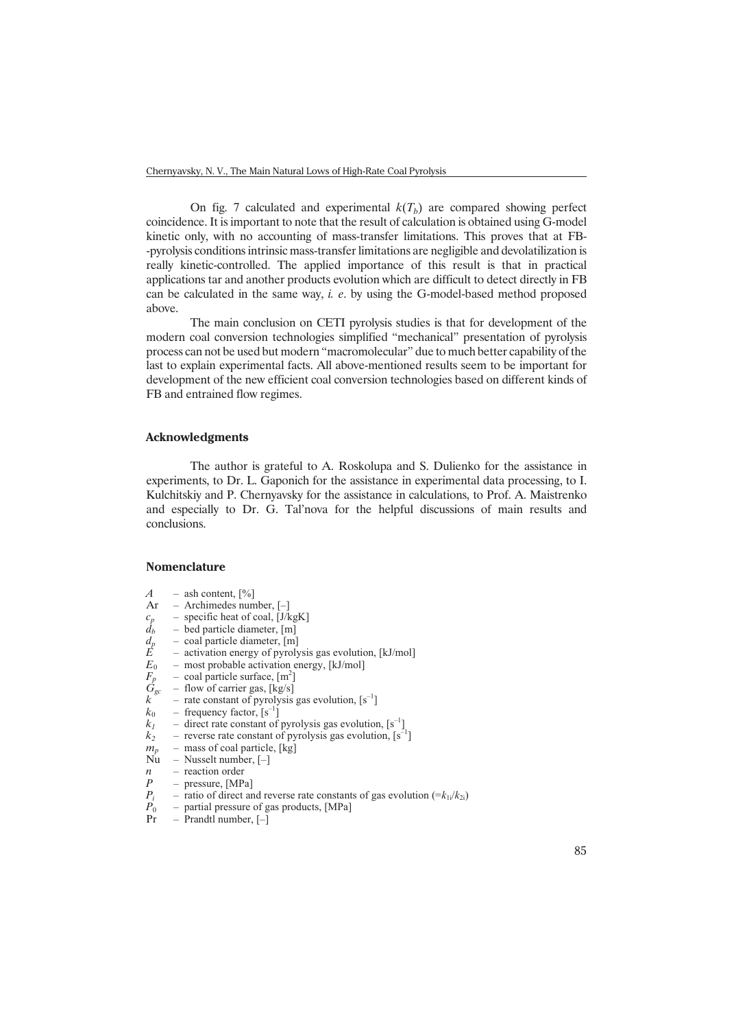On fig. 7 calculated and experimental $k(T_b)$ are compared showing perfect coincidence. It is important to note that the result of calculation is obtained using G-model kinetic only, with no accounting of mass-transfer limitations. This proves that at FB-pyrolysis conditions intrinsic mass-transfer limitations are negligible and devolatilization is really kinetic-controlled. The applied importance of this result is that in practical applications tar and another products evolution which are difficult to detect directly in FB can be calculated in the same way, *i. e*. by using the G-model-based method proposed above.

The main conclusion on CETI pyrolysis studies is that for development of the modern coal conversion technologies simplified "mechanical" presentation of pyrolysis process can not be used but modern "macromolecular" due to much better capability of the last to explain experimental facts. All above-mentioned results seem to be important for development of the new efficient coal conversion technologies based on different kinds of FB and entrained flow regimes.

## Acknowledgments

The author is grateful to A. Roskolupa and S. Dulienko for the assistance in experiments, to Dr. L. Gaponich for the assistance in experimental data processing, to I. Kulchitskiy and P. Chernyavsky for the assistance in calculations, to Prof. A. Maistrenko and especially to Dr. G. Tal'nova for the helpful discussions of main results and conclusions.

## Nomenclature

- $A$ – ash content, [%]
- Ar – Archimedes number, [–]
- $c_p$ – specific heat of coal, [J/kgK]
- $d_b$ – bed particle diameter, [m]
- $d_p$ – coal particle diameter, [m]
- $E$ – activation energy of pyrolysis gas evolution, [kJ/mol]
- $E_0$ – most probable activation energy, [kJ/mol]
- $F_p$ – coal particle surface, [m$^2$]
- $G_{gc}$ – flow of carrier gas, [kg/s]
- $k$ – rate constant of pyrolysis gas evolution, [s$^{-1}$]
- $k_0$ – frequency factor, [s$^{-1}$]
- $k_1$ – direct rate constant of pyrolysis gas evolution, [s$^{-1}$]
- $k_2$ – reverse rate constant of pyrolysis gas evolution, [s$^{-1}$]
- $m_p$ – mass of coal particle, [kg]
- Nu – Nusselt number, [–]
- $n$ – reaction order
- $P$ – pressure, [MPa]
- $P_i$ – ratio of direct and reverse rate constants of gas evolution ($=k_{1i}/k_{2i}$)
- $P_0$ – partial pressure of gas products, [MPa]
- Pr – Prandtl number, [–]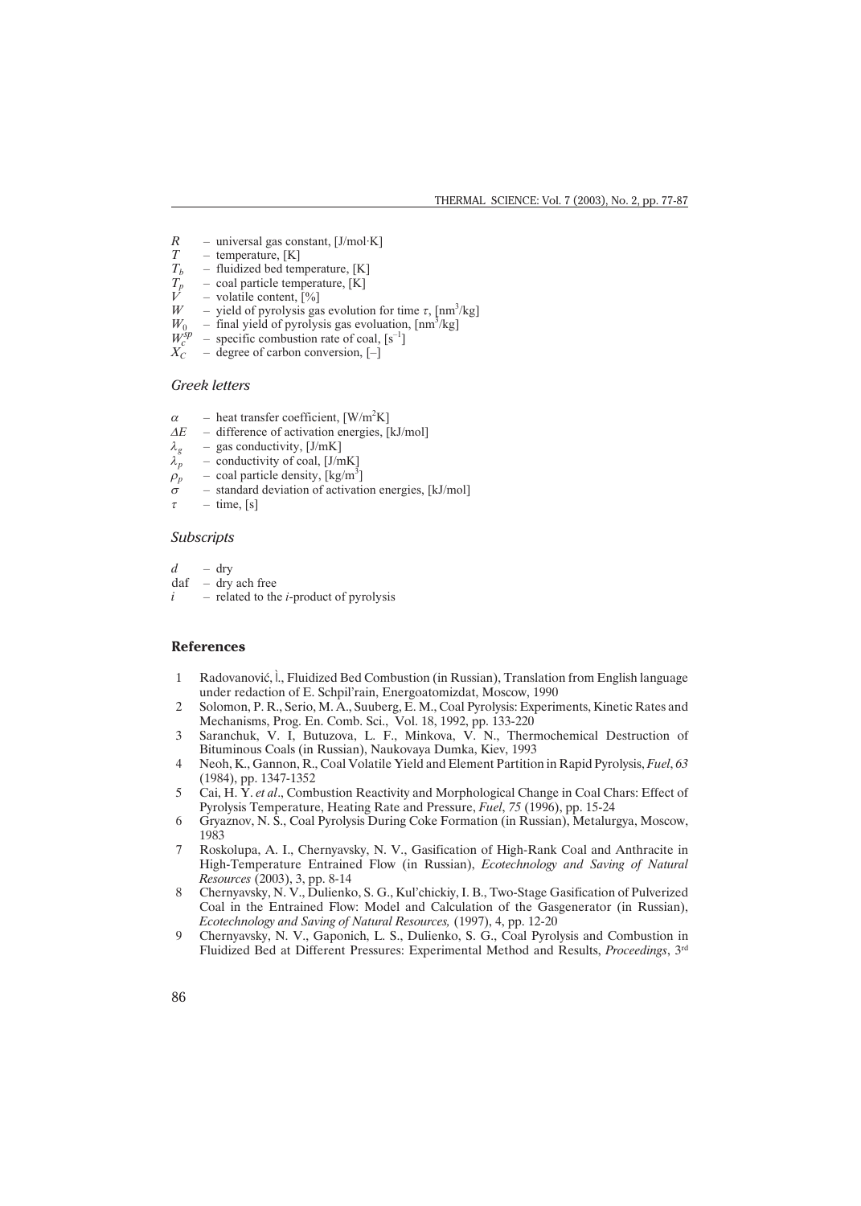$R$ – universal gas constant, [J/mol·K]
$T$ – temperature, [K]
$T_b$ – fluidized bed temperature, [K]
$T_p$ – coal particle temperature, [K]
$V$ – volatile content, [%]
$W$ – yield of pyrolysis gas evolution for time $\tau$, [nm$^3$/kg]
$W_0$ – final yield of pyrolysis gas evoluation, [nm$^3$/kg]
$W_c^{sp}$ – specific combustion rate of coal, [s$^{-1}$]
$X_C$ – degree of carbon conversion, [–]

### *Greek letters*

$\alpha$ – heat transfer coefficient, [W/m$^2$K]
$\Delta E$ – difference of activation energies, [kJ/mol]
$\lambda_g$ – gas conductivity, [J/mK]
$\lambda_p$ – conductivity of coal, [J/mK]
$\rho_p$ – coal particle density, [kg/m$^3$]
$\sigma$ – standard deviation of activation energies, [kJ/mol]
$\tau$ – time, [s]

### *Subscripts*

$d$ – dry
daf – dry ach free
$i$ – related to the $i$-product of pyrolysis

## References

1. Radovanović, M., Fluidized Bed Combustion (in Russian), Translation from English language under redaction of E. Schpil'rain, Energoatomizdat, Moscow, 1990
2. Solomon, P. R., Serio, M. A., Suuberg, E. M., Coal Pyrolysis: Experiments, Kinetic Rates and Mechanisms, Prog. En. Comb. Sci., Vol. 18, 1992, pp. 133-220
3. Saranchuk, V. I, Butuzova, L. F., Minkova, V. N., Thermochemical Destruction of Bituminous Coals (in Russian), Naukovaya Dumka, Kiev, 1993
4. Neoh, K., Gannon, R., Coal Volatile Yield and Element Partition in Rapid Pyrolysis, *Fuel*, *63* (1984), pp. 1347-1352
5. Cai, H. Y. *et al*., Combustion Reactivity and Morphological Change in Coal Chars: Effect of Pyrolysis Temperature, Heating Rate and Pressure, *Fuel*, *75* (1996), pp. 15-24
6. Gryaznov, N. S., Coal Pyrolysis During Coke Formation (in Russian), Metalurgya, Moscow, 1983
7. Roskolupa, A. I., Chernyavsky, N. V., Gasification of High-Rank Coal and Anthracite in High-Temperature Entrained Flow (in Russian), *Ecotechnology and Saving of Natural Resources* (2003), 3, pp. 8-14
8. Chernyavsky, N. V., Dulienko, S. G., Kul'chickiy, I. B., Two-Stage Gasification of Pulverized Coal in the Entrained Flow: Model and Calculation of the Gasgenerator (in Russian), *Ecotechnology and Saving of Natural Resources,* (1997), 4, pp. 12-20
9. Chernyavsky, N. V., Gaponich, L. S., Dulienko, S. G., Coal Pyrolysis and Combustion in Fluidized Bed at Different Pressures: Experimental Method and Results, *Proceedings*, 3rd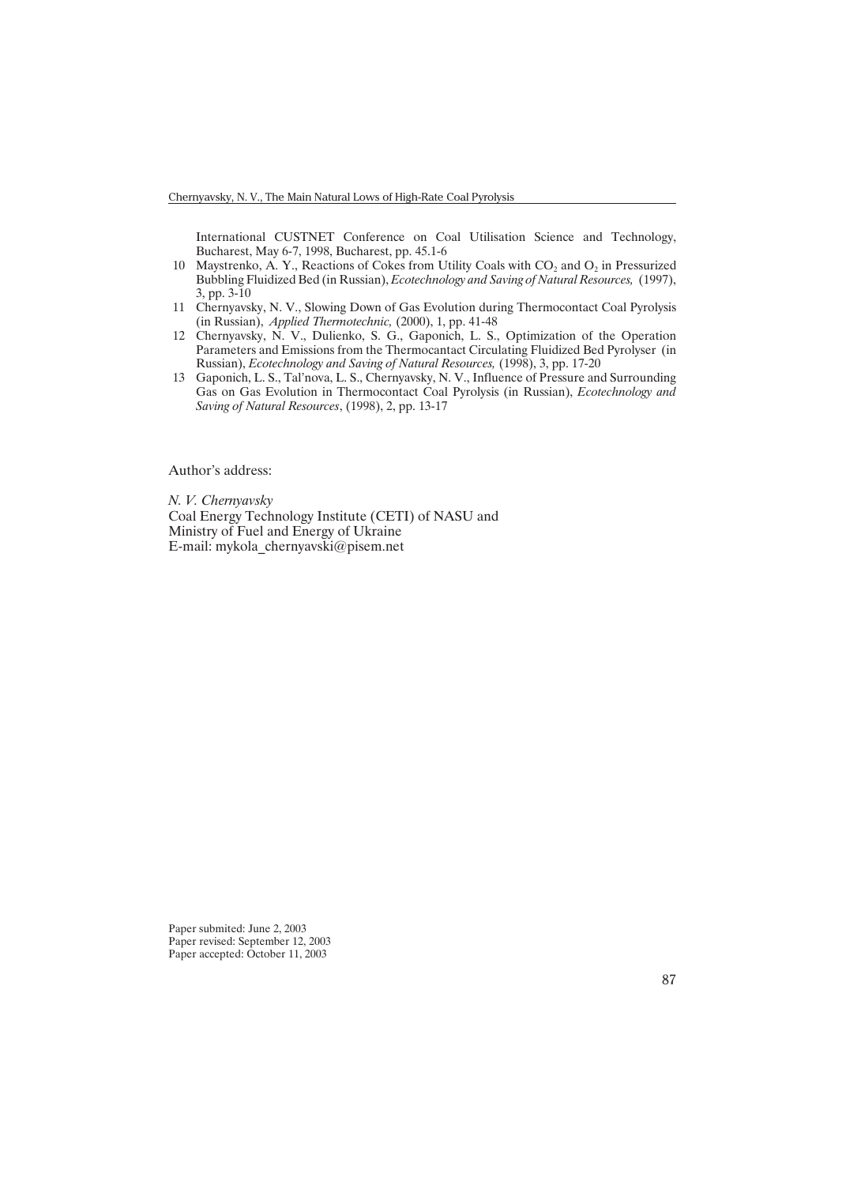International CUSTNET Conference on Coal Utilisation Science and Technology, Bucharest, May 6-7, 1998, Bucharest, pp. 45.1-6

10 Maystrenko, A. Y., Reactions of Cokes from Utility Coals with $CO_2$ and $O_2$ in Pressurized Bubbling Fluidized Bed (in Russian), *Ecotechnology and Saving of Natural Resources,* (1997), 3, pp. 3-10

11 Chernyavsky, N. V., Slowing Down of Gas Evolution during Thermocontact Coal Pyrolysis (in Russian), *Applied Thermotechnic,* (2000), 1, pp. 41-48

12 Chernyavsky, N. V., Dulienko, S. G., Gaponich, L. S., Optimization of the Operation Parameters and Emissions from the Thermocantact Circulating Fluidized Bed Pyrolyser (in Russian), *Ecotechnology and Saving of Natural Resources,* (1998), 3, pp. 17-20

13 Gaponich, L. S., Tal'nova, L. S., Chernyavsky, N. V., Influence of Pressure and Surrounding Gas on Gas Evolution in Thermocontact Coal Pyrolysis (in Russian), *Ecotechnology and Saving of Natural Resources*, (1998), 2, pp. 13-17

Author's address:

*N. V. Chernyavsky*
Coal Energy Technology Institute (CETI) of NASU and
Ministry of Fuel and Energy of Ukraine
E-mail: mykola_chernyavski@pisem.net

Paper submited: June 2, 2003
Paper revised: September 12, 2003
Paper accepted: October 11, 2003